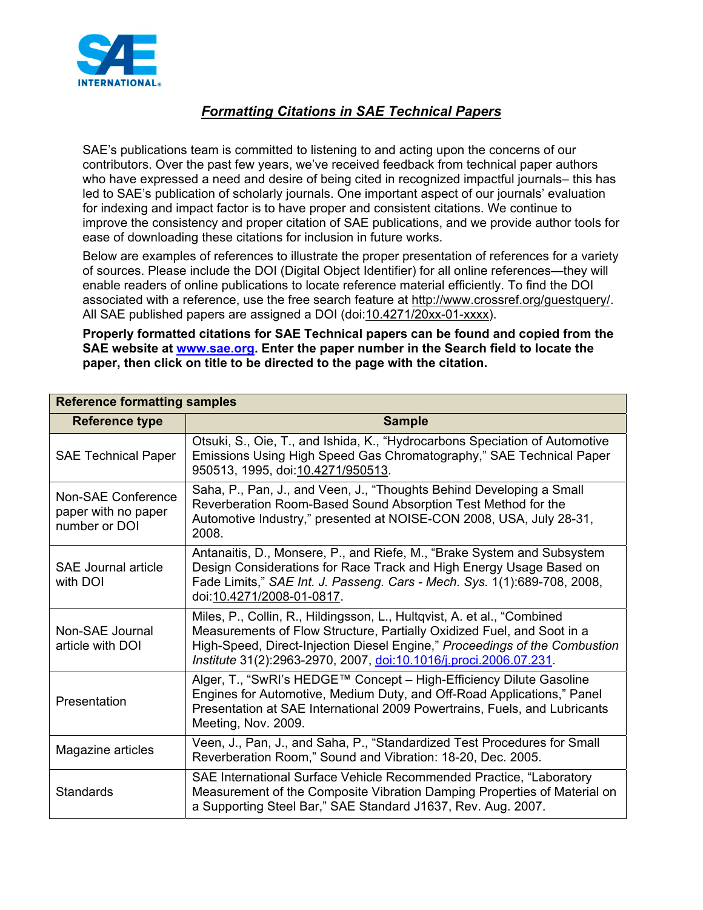# *Formatting Citations in SAE Technical Papers*

SAE's publications team is committed to listening to and acting upon the concerns of our contributors. Over the past few years, we've received feedback from technical paper authors who have expressed a need and desire of being cited in recognized impactful journals– this has led to SAE's publication of scholarly journals. One important aspect of our journals' evaluation for indexing and impact factor is to have proper and consistent citations. We continue to improve the consistency and proper citation of SAE publications, and we provide author tools for ease of downloading these citations for inclusion in future works.

Below are examples of references to illustrate the proper presentation of references for a variety of sources. Please include the DOI (Digital Object Identifier) for all online references—they will enable readers of online publications to locate reference material efficiently. To find the DOI associated with a reference, use the free search feature at http://www.crossref.org/guestquery/. All SAE published papers are assigned a DOI (doi:10.4271/20xx-01-xxxx).

**Properly formatted citations for SAE Technical papers can be found and copied from the SAE website at www.sae.org. Enter the paper number in the Search field to locate the paper, then click on title to be directed to the page with the citation.**

| **Reference formatting samples** | |
|---|---|
| **Reference type** | **Sample** |
| SAE Technical Paper | Otsuki, S., Oie, T., and Ishida, K., "Hydrocarbons Speciation of Automotive Emissions Using High Speed Gas Chromatography," SAE Technical Paper 950513, 1995, doi:10.4271/950513. |
| Non-SAE Conference paper with no paper number or DOI | Saha, P., Pan, J., and Veen, J., "Thoughts Behind Developing a Small Reverberation Room-Based Sound Absorption Test Method for the Automotive Industry," presented at NOISE-CON 2008, USA, July 28-31, 2008. |
| SAE Journal article with DOI | Antanaitis, D., Monsere, P., and Riefe, M., "Brake System and Subsystem Design Considerations for Race Track and High Energy Usage Based on Fade Limits," *SAE Int. J. Passeng. Cars - Mech. Sys.* 1(1):689-708, 2008, doi:10.4271/2008-01-0817. |
| Non-SAE Journal article with DOI | Miles, P., Collin, R., Hildingsson, L., Hultqvist, A. et al., "Combined Measurements of Flow Structure, Partially Oxidized Fuel, and Soot in a High-Speed, Direct-Injection Diesel Engine," *Proceedings of the Combustion Institute* 31(2):2963-2970, 2007, doi:10.1016/j.proci.2006.07.231. |
| Presentation | Alger, T., "SwRI's HEDGE™ Concept – High-Efficiency Dilute Gasoline Engines for Automotive, Medium Duty, and Off-Road Applications," Panel Presentation at SAE International 2009 Powertrains, Fuels, and Lubricants Meeting, Nov. 2009. |
| Magazine articles | Veen, J., Pan, J., and Saha, P., "Standardized Test Procedures for Small Reverberation Room," Sound and Vibration: 18-20, Dec. 2005. |
| Standards | SAE International Surface Vehicle Recommended Practice, "Laboratory Measurement of the Composite Vibration Damping Properties of Material on a Supporting Steel Bar," SAE Standard J1637, Rev. Aug. 2007. |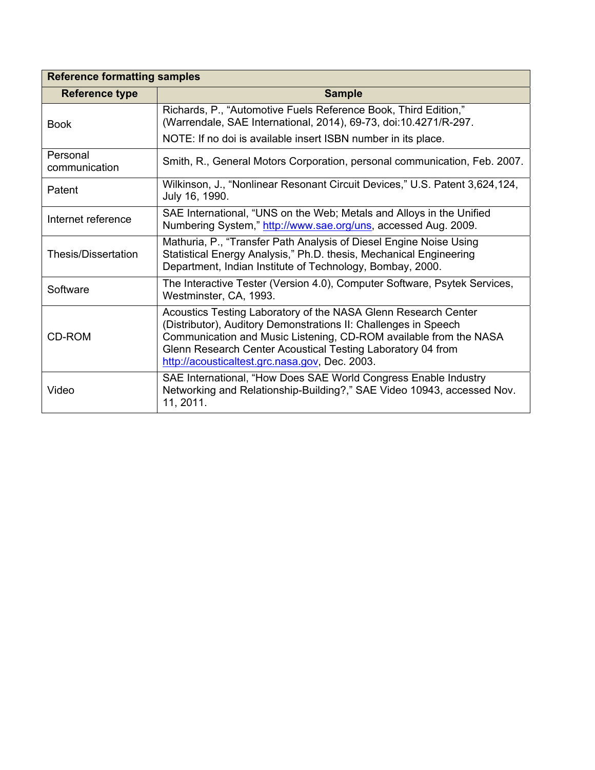| Reference formatting samples | |
| --- | --- |
| **Reference type** | **Sample** |
| Book | Richards, P., “Automotive Fuels Reference Book, Third Edition,” (Warrendale, SAE International, 2014), 69-73, doi:10.4271/R-297.<br><br>NOTE: If no doi is available insert ISBN number in its place. |
| Personal communication | Smith, R., General Motors Corporation, personal communication, Feb. 2007. |
| Patent | Wilkinson, J., “Nonlinear Resonant Circuit Devices,” U.S. Patent 3,624,124, July 16, 1990. |
| Internet reference | SAE International, “UNS on the Web; Metals and Alloys in the Unified Numbering System,” http://www.sae.org/uns, accessed Aug. 2009. |
| Thesis/Dissertation | Mathuria, P., “Transfer Path Analysis of Diesel Engine Noise Using Statistical Energy Analysis,” Ph.D. thesis, Mechanical Engineering Department, Indian Institute of Technology, Bombay, 2000. |
| Software | The Interactive Tester (Version 4.0), Computer Software, Psytek Services, Westminster, CA, 1993. |
| CD-ROM | Acoustics Testing Laboratory of the NASA Glenn Research Center (Distributor), Auditory Demonstrations II: Challenges in Speech Communication and Music Listening, CD-ROM available from the NASA Glenn Research Center Acoustical Testing Laboratory 04 from http://acousticaltest.grc.nasa.gov, Dec. 2003. |
| Video | SAE International, “How Does SAE World Congress Enable Industry Networking and Relationship-Building?,” SAE Video 10943, accessed Nov. 11, 2011. |